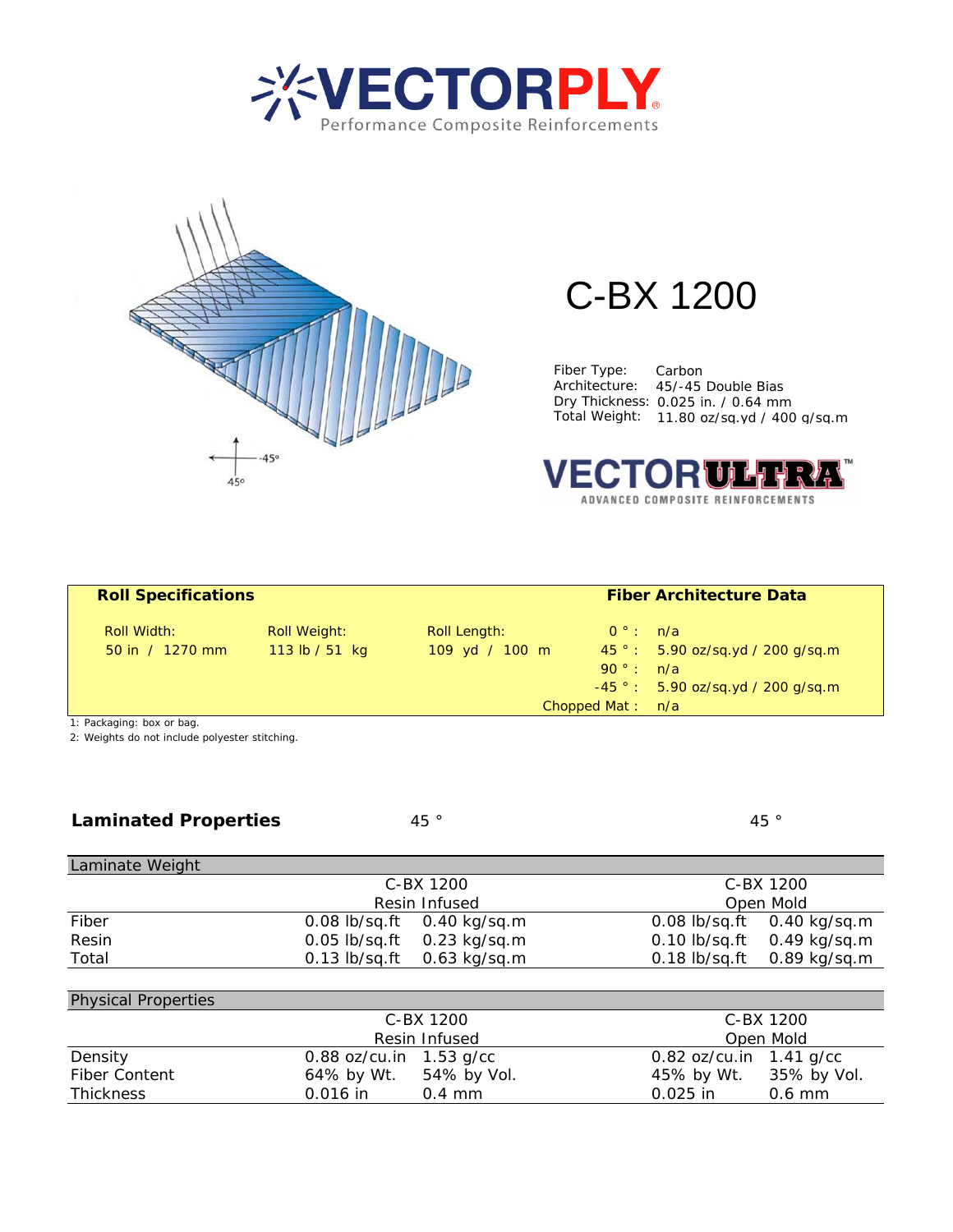# VECTORPLY

Performance Composite Reinforcements

# C-BX 1200

Fiber Type: Carbon
Architecture: 45/-45 Double Bias
Dry Thickness: 0.025 in. / 0.64 mm
Total Weight: 11.80 oz/sq.yd / 400 g/sq.m

VECTOR ULTRA™
ADVANCED COMPOSITE REINFORCEMENTS

| **Roll Specifications** | | | **Fiber Architecture Data** | |
|---|---|---|---|---|
| Roll Width: | Roll Weight: | Roll Length: | 0 ° : | n/a |
| 50 in / 1270 mm | 113 lb / 51 kg | 109 yd / 100 m | 45 ° : | 5.90 oz/sq.yd / 200 g/sq.m |
| | | | 90 ° : | n/a |
| | | | -45 ° : | 5.90 oz/sq.yd / 200 g/sq.m |
| | | | Chopped Mat : | n/a |

1: Packaging: box or bag.
2: Weights do not include polyester stitching.

## Laminated Properties

45 ° &nbsp;&nbsp;&nbsp;&nbsp;&nbsp;&nbsp;&nbsp; 45 °

| Laminate Weight | C-BX 1200 Resin Infused | | C-BX 1200 Open Mold | |
|---|---|---|---|---|
| Fiber | 0.08 lb/sq.ft | 0.40 kg/sq.m | 0.08 lb/sq.ft | 0.40 kg/sq.m |
| Resin | 0.05 lb/sq.ft | 0.23 kg/sq.m | 0.10 lb/sq.ft | 0.49 kg/sq.m |
| Total | 0.13 lb/sq.ft | 0.63 kg/sq.m | 0.18 lb/sq.ft | 0.89 kg/sq.m |

| Physical Properties | C-BX 1200 Resin Infused | | C-BX 1200 Open Mold | |
|---|---|---|---|---|
| Density | 0.88 oz/cu.in | 1.53 g/cc | 0.82 oz/cu.in | 1.41 g/cc |
| Fiber Content | 64% by Wt. | 54% by Vol. | 45% by Wt. | 35% by Vol. |
| Thickness | 0.016 in | 0.4 mm | 0.025 in | 0.6 mm |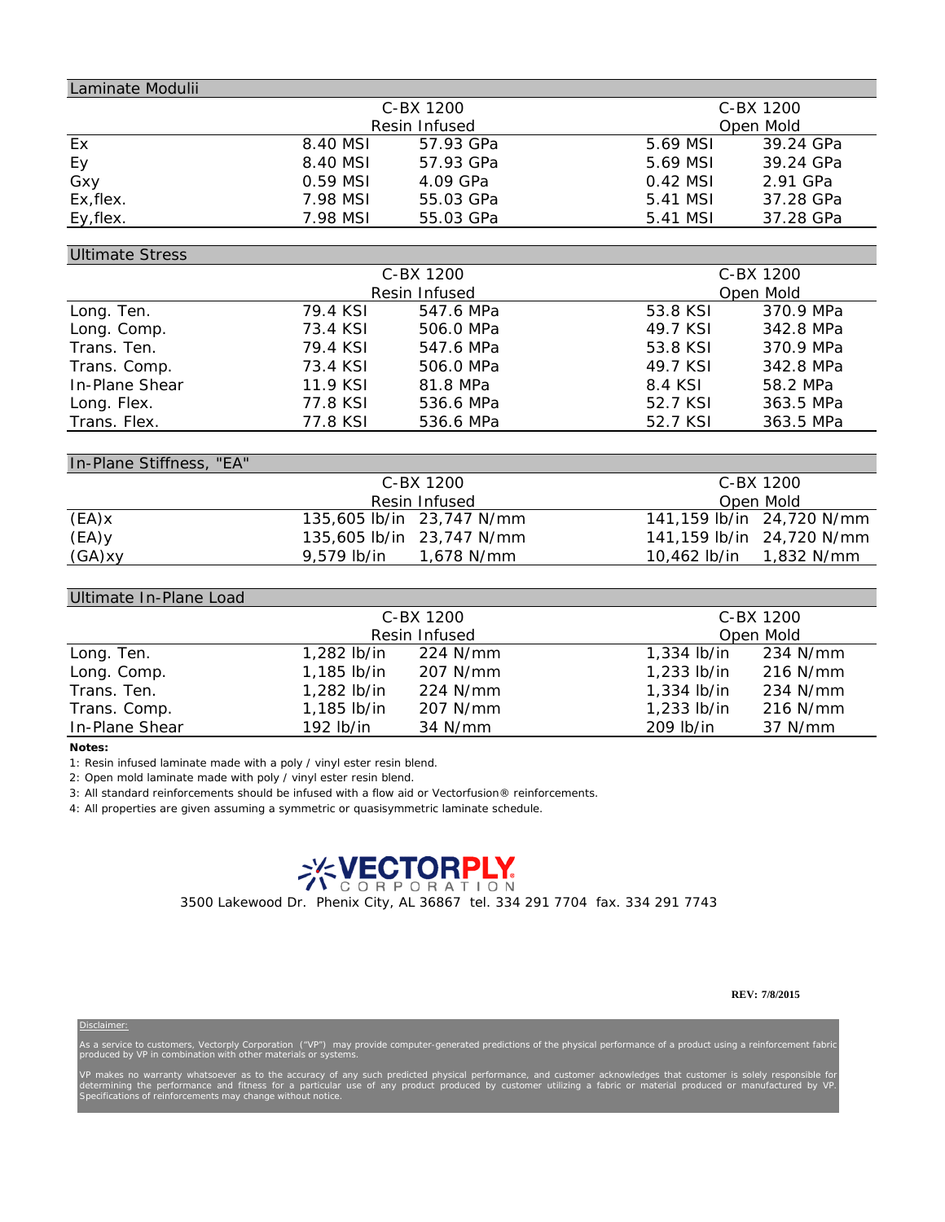## Laminate Modulii

| | C-BX 1200 Resin Infused | | C-BX 1200 Open Mold | |
|---|---|---|---|---|
| Ex | 8.40 MSI | 57.93 GPa | 5.69 MSI | 39.24 GPa |
| Ey | 8.40 MSI | 57.93 GPa | 5.69 MSI | 39.24 GPa |
| Gxy | 0.59 MSI | 4.09 GPa | 0.42 MSI | 2.91 GPa |
| Ex,flex. | 7.98 MSI | 55.03 GPa | 5.41 MSI | 37.28 GPa |
| Ey,flex. | 7.98 MSI | 55.03 GPa | 5.41 MSI | 37.28 GPa |

## Ultimate Stress

| | C-BX 1200 Resin Infused | | C-BX 1200 Open Mold | |
|---|---|---|---|---|
| Long. Ten. | 79.4 KSI | 547.6 MPa | 53.8 KSI | 370.9 MPa |
| Long. Comp. | 73.4 KSI | 506.0 MPa | 49.7 KSI | 342.8 MPa |
| Trans. Ten. | 79.4 KSI | 547.6 MPa | 53.8 KSI | 370.9 MPa |
| Trans. Comp. | 73.4 KSI | 506.0 MPa | 49.7 KSI | 342.8 MPa |
| In-Plane Shear | 11.9 KSI | 81.8 MPa | 8.4 KSI | 58.2 MPa |
| Long. Flex. | 77.8 KSI | 536.6 MPa | 52.7 KSI | 363.5 MPa |
| Trans. Flex. | 77.8 KSI | 536.6 MPa | 52.7 KSI | 363.5 MPa |

## In-Plane Stiffness, "EA"

| | C-BX 1200 Resin Infused | | C-BX 1200 Open Mold | |
|---|---|---|---|---|
| (EA)x | 135,605 lb/in | 23,747 N/mm | 141,159 lb/in | 24,720 N/mm |
| (EA)y | 135,605 lb/in | 23,747 N/mm | 141,159 lb/in | 24,720 N/mm |
| (GA)xy | 9,579 lb/in | 1,678 N/mm | 10,462 lb/in | 1,832 N/mm |

## Ultimate In-Plane Load

| | C-BX 1200 Resin Infused | | C-BX 1200 Open Mold | |
|---|---|---|---|---|
| Long. Ten. | 1,282 lb/in | 224 N/mm | 1,334 lb/in | 234 N/mm |
| Long. Comp. | 1,185 lb/in | 207 N/mm | 1,233 lb/in | 216 N/mm |
| Trans. Ten. | 1,282 lb/in | 224 N/mm | 1,334 lb/in | 234 N/mm |
| Trans. Comp. | 1,185 lb/in | 207 N/mm | 1,233 lb/in | 216 N/mm |
| In-Plane Shear | 192 lb/in | 34 N/mm | 209 lb/in | 37 N/mm |

**Notes:**

1: Resin infused laminate made with a poly / vinyl ester resin blend.

2: Open mold laminate made with poly / vinyl ester resin blend.

3: All standard reinforcements should be infused with a flow aid or Vectorfusion® reinforcements.

4: All properties are given assuming a symmetric or quasisymmetric laminate schedule.

VECTORPLY CORPORATION

3500 Lakewood Dr. Phenix City, AL 36867 tel. 334 291 7704 fax. 334 291 7743

**REV: 7/8/2015**

Disclaimer:

As a service to customers, Vectorply Corporation ("VP") may provide computer-generated predictions of the physical performance of a product using a reinforcement fabric produced by VP in combination with other materials or systems.

VP makes no warranty whatsoever as to the accuracy of any such predicted physical performance, and customer acknowledges that customer is solely responsible for determining the performance and fitness for a particular use of any product produced by customer utilizing a fabric or material produced or manufactured by VP. Specifications of reinforcements may change without notice.